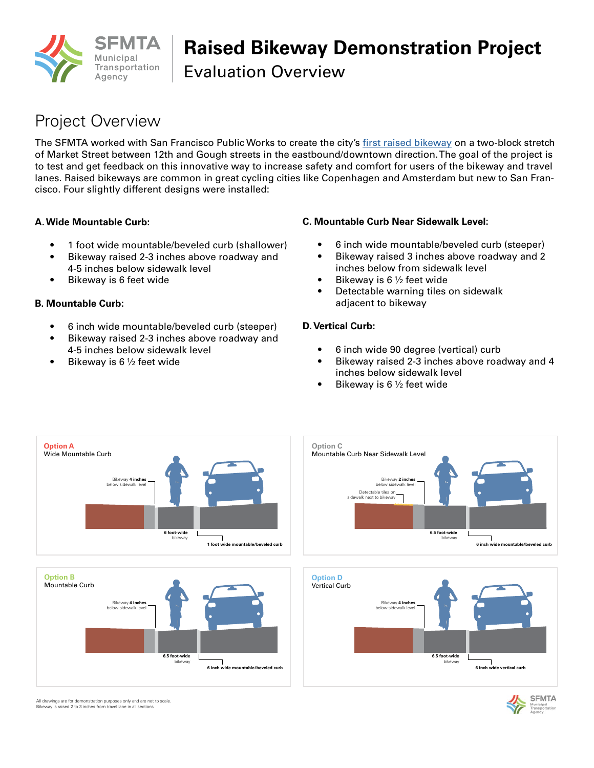# Raised Bikeway Demonstration Project

## Evaluation Overview

## Project Overview

The SFMTA worked with San Francisco Public Works to create the city's [first raised bikeway]() on a two-block stretch of Market Street between 12th and Gough streets in the eastbound/downtown direction. The goal of the project is to test and get feedback on this innovative way to increase safety and comfort for users of the bikeway and travel lanes. Raised bikeways are common in great cycling cities like Copenhagen and Amsterdam but new to San Francisco. Four slightly different designs were installed:

### A. Wide Mountable Curb:

- 1 foot wide mountable/beveled curb (shallower)
- Bikeway raised 2-3 inches above roadway and 4-5 inches below sidewalk level
- Bikeway is 6 feet wide

### B. Mountable Curb:

- 6 inch wide mountable/beveled curb (steeper)
- Bikeway raised 2-3 inches above roadway and 4-5 inches below sidewalk level
- Bikeway is 6 ½ feet wide

### C. Mountable Curb Near Sidewalk Level:

- 6 inch wide mountable/beveled curb (steeper)
- Bikeway raised 3 inches above roadway and 2 inches below from sidewalk level
- Bikeway is 6 ½ feet wide
- Detectable warning tiles on sidewalk adjacent to bikeway

### D. Vertical Curb:

- 6 inch wide 90 degree (vertical) curb
- Bikeway raised 2-3 inches above roadway and 4 inches below sidewalk level
- Bikeway is 6 ½ feet wide

**Option A**
Wide Mountable Curb

Bikeway **4 inches** below sidewalk level
**6 foot-wide** bikeway
**1 foot wide mountable/beveled curb**

**Option C**
Mountable Curb Near Sidewalk Level

Bikeway **2 inches** below sidewalk level
Detectable tiles on sidewalk next to bikeway
**6.5 foot-wide** bikeway
**6 inch wide mountable/beveled curb**

**Option B**
Mountable Curb

Bikeway **4 inches** below sidewalk level
**6.5 foot-wide** bikeway
**6 inch wide mountable/beveled curb**

**Option D**
Vertical Curb

Bikeway **4 inches** below sidewalk level
**6.5 foot-wide** bikeway
**6 inch wide vertical curb**

All drawings are for demonstration purposes only and are not to scale.
Bikeway is raised 2 to 3 inches from travel lane in all sections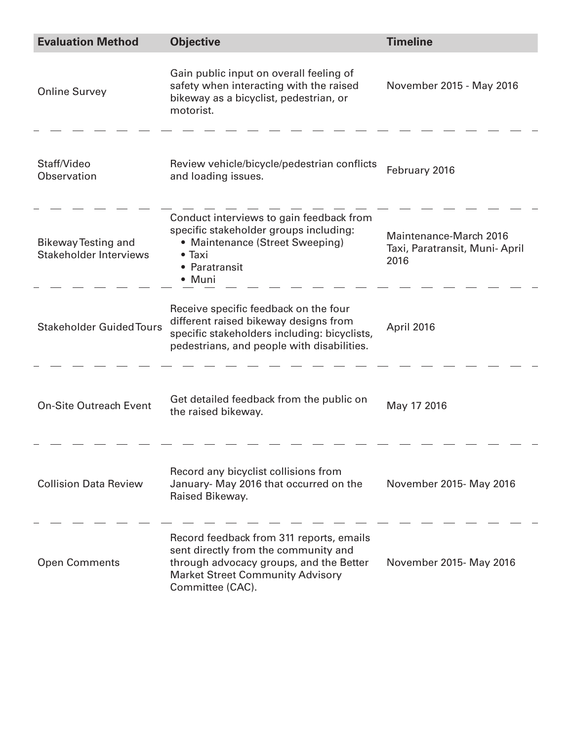| Evaluation Method | Objective | Timeline |
|---|---|---|
| Online Survey | Gain public input on overall feeling of safety when interacting with the raised bikeway as a bicyclist, pedestrian, or motorist. | November 2015 - May 2016 |
| Staff/Video Observation | Review vehicle/bicycle/pedestrian conflicts and loading issues. | February 2016 |
| Bikeway Testing and Stakeholder Interviews | Conduct interviews to gain feedback from specific stakeholder groups including: <br>• Maintenance (Street Sweeping) <br>• Taxi <br>• Paratransit <br>• Muni | Maintenance-March 2016 <br>Taxi, Paratransit, Muni- April 2016 |
| Stakeholder Guided Tours | Receive specific feedback on the four different raised bikeway designs from specific stakeholders including: bicyclists, pedestrians, and people with disabilities. | April 2016 |
| On-Site Outreach Event | Get detailed feedback from the public on the raised bikeway. | May 17 2016 |
| Collision Data Review | Record any bicyclist collisions from January- May 2016 that occurred on the Raised Bikeway. | November 2015- May 2016 |
| Open Comments | Record feedback from 311 reports, emails sent directly from the community and through advocacy groups, and the Better Market Street Community Advisory Committee (CAC). | November 2015- May 2016 |